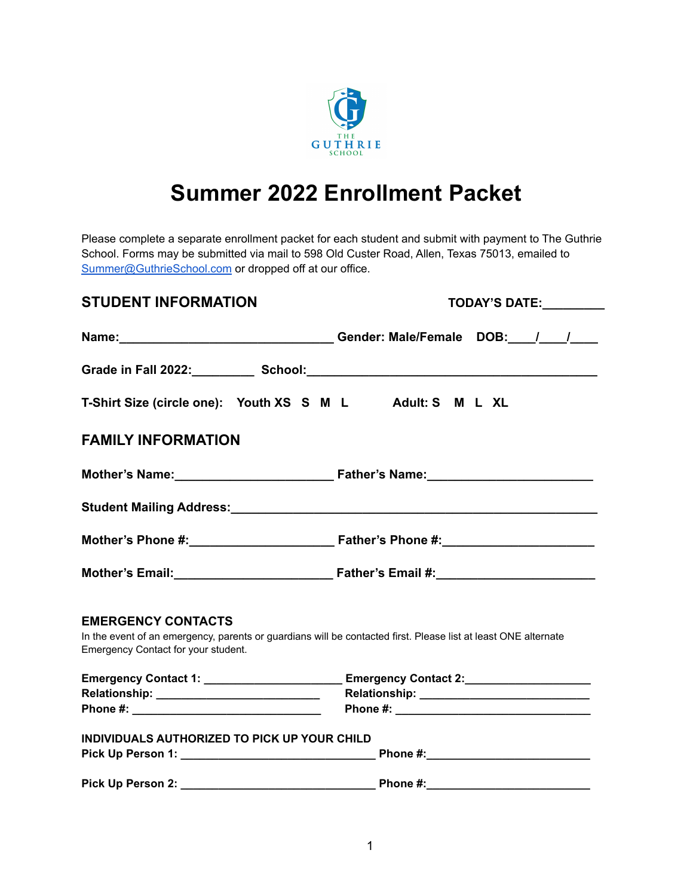THE GUTHRIE SCHOOL

# Summer 2022 Enrollment Packet

Please complete a separate enrollment packet for each student and submit with payment to The Guthrie School. Forms may be submitted via mail to 598 Old Custer Road, Allen, Texas 75013, emailed to Summer@GuthrieSchool.com or dropped off at our office.

## STUDENT INFORMATION

**TODAY'S DATE:_________**

**Name:________________________________ Gender: Male/Female DOB:____/____/____**

**Grade in Fall 2022:_________ School:____________________________________________**

**T-Shirt Size (circle one): Youth XS S M L Adult: S M L XL**

## FAMILY INFORMATION

**Mother's Name:_______________________ Father's Name:________________________**

**Student Mailing Address:______________________________________________________**

**Mother's Phone #:_____________________ Father's Phone #:______________________**

**Mother's Email:_______________________ Father's Email #:______________________**

### EMERGENCY CONTACTS

In the event of an emergency, parents or guardians will be contacted first. Please list at least ONE alternate Emergency Contact for your student.

**Emergency Contact 1: _____________________ Emergency Contact 2:___________________**
**Relationship: _________________________ Relationship: _________________________**
**Phone #: _____________________________ Phone #: ______________________________**

### INDIVIDUALS AUTHORIZED TO PICK UP YOUR CHILD

**Pick Up Person 1: ______________________________ Phone #:_________________________**

**Pick Up Person 2: ______________________________ Phone #:_________________________**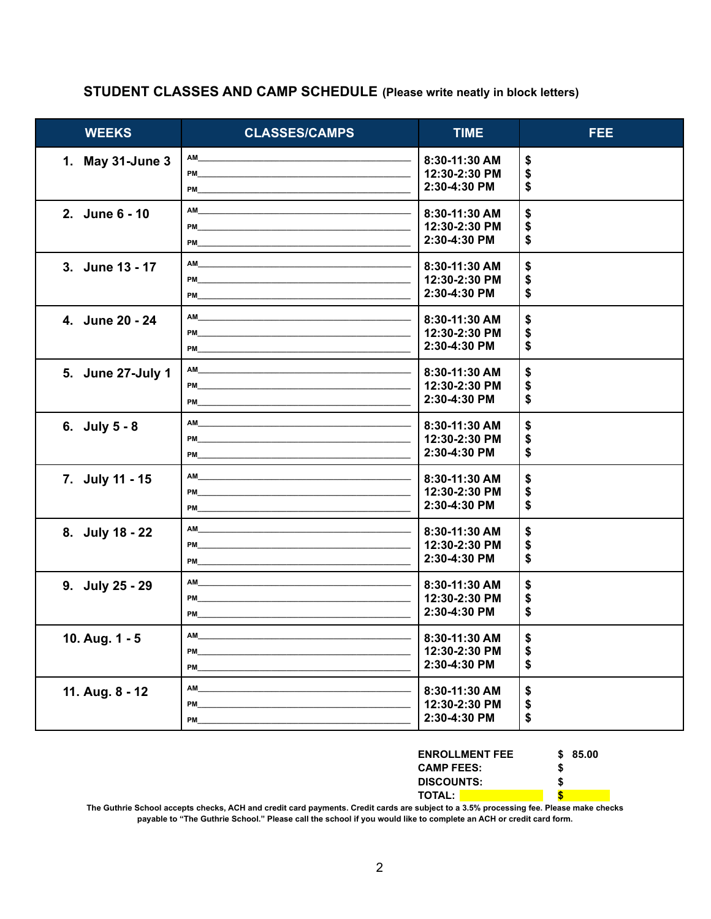**STUDENT CLASSES AND CAMP SCHEDULE** (Please write neatly in block letters)

| WEEKS | CLASSES/CAMPS | TIME | FEE |
|---|---|---|---|
| 1. May 31-June 3 | AM___<br>PM___<br>PM___ | 8:30-11:30 AM<br>12:30-2:30 PM<br>2:30-4:30 PM | $<br>$<br>$ |
| 2. June 6 - 10 | AM___<br>PM___<br>PM___ | 8:30-11:30 AM<br>12:30-2:30 PM<br>2:30-4:30 PM | $<br>$<br>$ |
| 3. June 13 - 17 | AM___<br>PM___<br>PM___ | 8:30-11:30 AM<br>12:30-2:30 PM<br>2:30-4:30 PM | $<br>$<br>$ |
| 4. June 20 - 24 | AM___<br>PM___<br>PM___ | 8:30-11:30 AM<br>12:30-2:30 PM<br>2:30-4:30 PM | $<br>$<br>$ |
| 5. June 27-July 1 | AM___<br>PM___<br>PM___ | 8:30-11:30 AM<br>12:30-2:30 PM<br>2:30-4:30 PM | $<br>$<br>$ |
| 6. July 5 - 8 | AM___<br>PM___<br>PM___ | 8:30-11:30 AM<br>12:30-2:30 PM<br>2:30-4:30 PM | $<br>$<br>$ |
| 7. July 11 - 15 | AM___<br>PM___<br>PM___ | 8:30-11:30 AM<br>12:30-2:30 PM<br>2:30-4:30 PM | $<br>$<br>$ |
| 8. July 18 - 22 | AM___<br>PM___<br>PM___ | 8:30-11:30 AM<br>12:30-2:30 PM<br>2:30-4:30 PM | $<br>$<br>$ |
| 9. July 25 - 29 | AM___<br>PM___<br>PM___ | 8:30-11:30 AM<br>12:30-2:30 PM<br>2:30-4:30 PM | $<br>$<br>$ |
| 10. Aug. 1 - 5 | AM___<br>PM___<br>PM___ | 8:30-11:30 AM<br>12:30-2:30 PM<br>2:30-4:30 PM | $<br>$<br>$ |
| 11. Aug. 8 - 12 | AM___<br>PM___<br>PM___ | 8:30-11:30 AM<br>12:30-2:30 PM<br>2:30-4:30 PM | $<br>$<br>$ |

| | |
|---|---|
| **ENROLLMENT FEE** | **$ 85.00** |
| **CAMP FEES:** | **$** |
| **DISCOUNTS:** | **$** |
| **TOTAL:** | **$** |

**The Guthrie School accepts checks, ACH and credit card payments. Credit cards are subject to a 3.5% processing fee. Please make checks payable to "The Guthrie School." Please call the school if you would like to complete an ACH or credit card form.**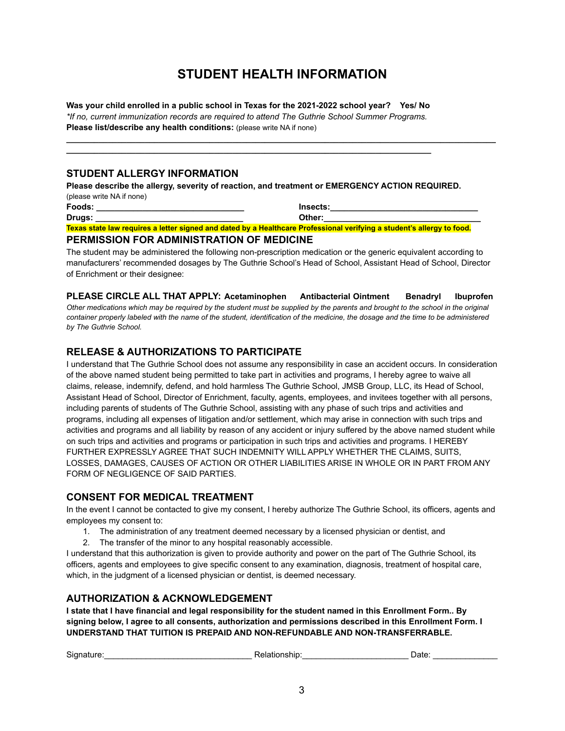# STUDENT HEALTH INFORMATION

**Was your child enrolled in a public school in Texas for the 2021-2022 school year?   Yes/ No**

*\*If no, current immunization records are required to attend The Guthrie School Summer Programs.*

**Please list/describe any health conditions:** (please write NA if none)

____________________________________________________________________________________________

______________________________________________________________________________

## STUDENT ALLERGY INFORMATION

**Please describe the allergy, severity of reaction, and treatment or EMERGENCY ACTION REQUIRED.**

(please write NA if none)

**Foods:** ________________________________ **Insects:**________________________________

**Drugs:** ________________________________ **Other:**__________________________________

**Texas state law requires a letter signed and dated by a Healthcare Professional verifying a student's allergy to food.**

## PERMISSION FOR ADMINISTRATION OF MEDICINE

The student may be administered the following non-prescription medication or the generic equivalent according to manufacturers' recommended dosages by The Guthrie School's Head of School, Assistant Head of School, Director of Enrichment or their designee:

**PLEASE CIRCLE ALL THAT APPLY: Acetaminophen   Antibacterial Ointment   Benadryl   Ibuprofen**

*Other medications which may be required by the student must be supplied by the parents and brought to the school in the original container properly labeled with the name of the student, identification of the medicine, the dosage and the time to be administered by The Guthrie School.*

## RELEASE & AUTHORIZATIONS TO PARTICIPATE

I understand that The Guthrie School does not assume any responsibility in case an accident occurs. In consideration of the above named student being permitted to take part in activities and programs, I hereby agree to waive all claims, release, indemnify, defend, and hold harmless The Guthrie School, JMSB Group, LLC, its Head of School, Assistant Head of School, Director of Enrichment, faculty, agents, employees, and invitees together with all persons, including parents of students of The Guthrie School, assisting with any phase of such trips and activities and programs, including all expenses of litigation and/or settlement, which may arise in connection with such trips and activities and programs and all liability by reason of any accident or injury suffered by the above named student while on such trips and activities and programs or participation in such trips and activities and programs. I HEREBY FURTHER EXPRESSLY AGREE THAT SUCH INDEMNITY WILL APPLY WHETHER THE CLAIMS, SUITS, LOSSES, DAMAGES, CAUSES OF ACTION OR OTHER LIABILITIES ARISE IN WHOLE OR IN PART FROM ANY FORM OF NEGLIGENCE OF SAID PARTIES.

## CONSENT FOR MEDICAL TREATMENT

In the event I cannot be contacted to give my consent, I hereby authorize The Guthrie School, its officers, agents and employees my consent to:

1. The administration of any treatment deemed necessary by a licensed physician or dentist, and
2. The transfer of the minor to any hospital reasonably accessible.

I understand that this authorization is given to provide authority and power on the part of The Guthrie School, its officers, agents and employees to give specific consent to any examination, diagnosis, treatment of hospital care, which, in the judgment of a licensed physician or dentist, is deemed necessary.

## AUTHORIZATION & ACKNOWLEDGEMENT

**I state that I have financial and legal responsibility for the student named in this Enrollment Form.. By signing below, I agree to all consents, authorization and permissions described in this Enrollment Form. I UNDERSTAND THAT TUITION IS PREPAID AND NON-REFUNDABLE AND NON-TRANSFERRABLE.**

Signature:_______________________________ Relationship:______________________ Date: ______________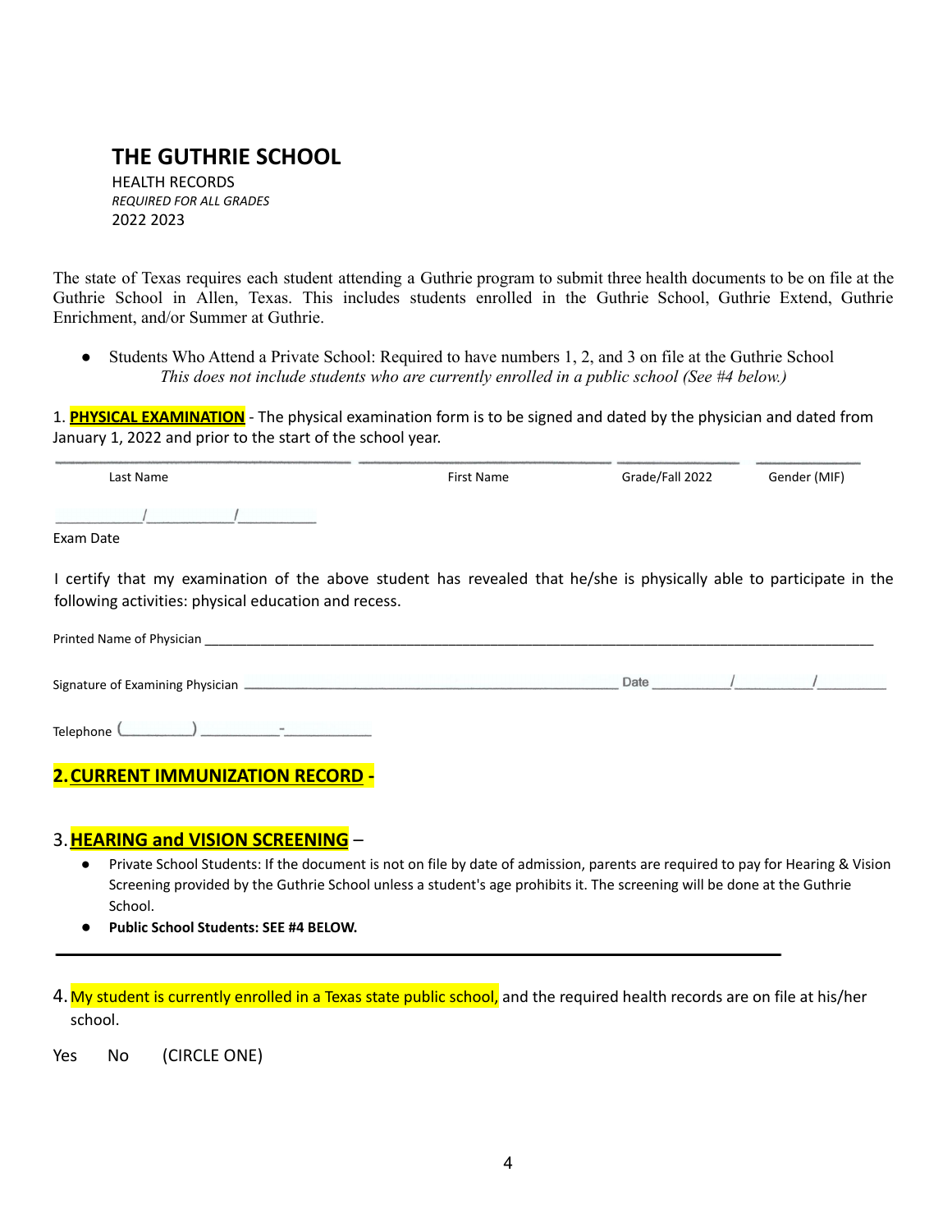## THE GUTHRIE SCHOOL

HEALTH RECORDS

*REQUIRED FOR ALL GRADES*

2022 2023

The state of Texas requires each student attending a Guthrie program to submit three health documents to be on file at the Guthrie School in Allen, Texas. This includes students enrolled in the Guthrie School, Guthrie Extend, Guthrie Enrichment, and/or Summer at Guthrie.

- Students Who Attend a Private School: Required to have numbers 1, 2, and 3 on file at the Guthrie School
  *This does not include students who are currently enrolled in a public school (See #4 below.)*

1. **PHYSICAL EXAMINATION** - The physical examination form is to be signed and dated by the physician and dated from January 1, 2022 and prior to the start of the school year.

| Last Name | First Name | Grade/Fall 2022 | Gender (MIF) |
| --- | --- | --- | --- |
| | | | |

____/____/____
Exam Date

I certify that my examination of the above student has revealed that he/she is physically able to participate in the following activities: physical education and recess.

Printed Name of Physician ______________________________

Signature of Examining Physician ______________________________ Date ____/____/____

Telephone (______) ______-______

**2. CURRENT IMMUNIZATION RECORD -**

3. **HEARING and VISION SCREENING** –

- Private School Students: If the document is not on file by date of admission, parents are required to pay for Hearing & Vision Screening provided by the Guthrie School unless a student's age prohibits it. The screening will be done at the Guthrie School.
- **Public School Students: SEE #4 BELOW.**

---

4. My student is currently enrolled in a Texas state public school, and the required health records are on file at his/her school.

Yes No (CIRCLE ONE)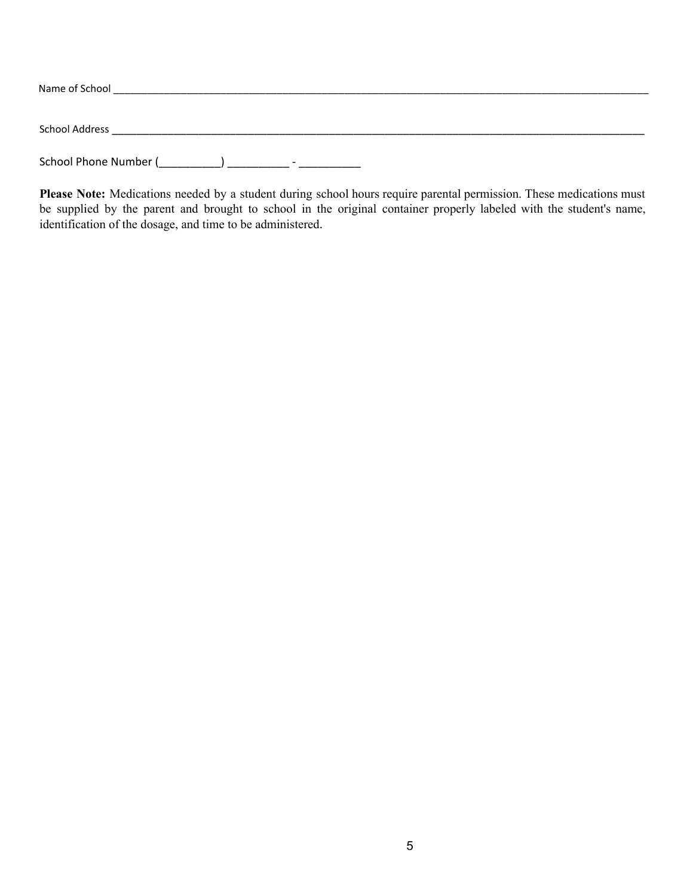Name of School ____________________________________________________________________________________________

School Address ____________________________________________________________________________________________

School Phone Number (__________) __________ - __________

**Please Note:** Medications needed by a student during school hours require parental permission. These medications must be supplied by the parent and brought to school in the original container properly labeled with the student's name, identification of the dosage, and time to be administered.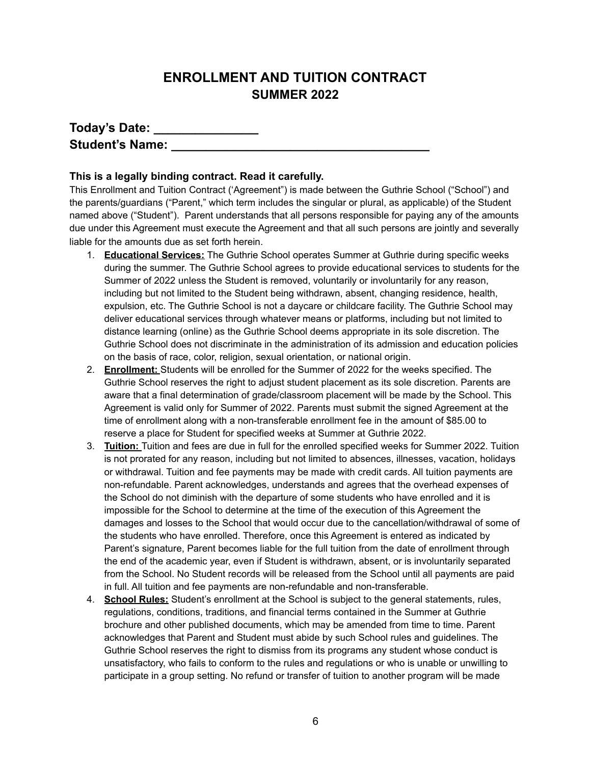# ENROLLMENT AND TUITION CONTRACT
## SUMMER 2022

**Today's Date: _______________**
**Student's Name: ____________________________________**

**This is a legally binding contract. Read it carefully.**

This Enrollment and Tuition Contract ('Agreement") is made between the Guthrie School ("School") and the parents/guardians ("Parent," which term includes the singular or plural, as applicable) of the Student named above ("Student"). Parent understands that all persons responsible for paying any of the amounts due under this Agreement must execute the Agreement and that all such persons are jointly and severally liable for the amounts due as set forth herein.

1. **Educational Services:** The Guthrie School operates Summer at Guthrie during specific weeks during the summer. The Guthrie School agrees to provide educational services to students for the Summer of 2022 unless the Student is removed, voluntarily or involuntarily for any reason, including but not limited to the Student being withdrawn, absent, changing residence, health, expulsion, etc. The Guthrie School is not a daycare or childcare facility. The Guthrie School may deliver educational services through whatever means or platforms, including but not limited to distance learning (online) as the Guthrie School deems appropriate in its sole discretion. The Guthrie School does not discriminate in the administration of its admission and education policies on the basis of race, color, religion, sexual orientation, or national origin.
2. **Enrollment:** Students will be enrolled for the Summer of 2022 for the weeks specified. The Guthrie School reserves the right to adjust student placement as its sole discretion. Parents are aware that a final determination of grade/classroom placement will be made by the School. This Agreement is valid only for Summer of 2022. Parents must submit the signed Agreement at the time of enrollment along with a non-transferable enrollment fee in the amount of $85.00 to reserve a place for Student for specified weeks at Summer at Guthrie 2022.
3. **Tuition:** Tuition and fees are due in full for the enrolled specified weeks for Summer 2022. Tuition is not prorated for any reason, including but not limited to absences, illnesses, vacation, holidays or withdrawal. Tuition and fee payments may be made with credit cards. All tuition payments are non-refundable. Parent acknowledges, understands and agrees that the overhead expenses of the School do not diminish with the departure of some students who have enrolled and it is impossible for the School to determine at the time of the execution of this Agreement the damages and losses to the School that would occur due to the cancellation/withdrawal of some of the students who have enrolled. Therefore, once this Agreement is entered as indicated by Parent's signature, Parent becomes liable for the full tuition from the date of enrollment through the end of the academic year, even if Student is withdrawn, absent, or is involuntarily separated from the School. No Student records will be released from the School until all payments are paid in full. All tuition and fee payments are non-refundable and non-transferable.
4. **School Rules:** Student's enrollment at the School is subject to the general statements, rules, regulations, conditions, traditions, and financial terms contained in the Summer at Guthrie brochure and other published documents, which may be amended from time to time. Parent acknowledges that Parent and Student must abide by such School rules and guidelines. The Guthrie School reserves the right to dismiss from its programs any student whose conduct is unsatisfactory, who fails to conform to the rules and regulations or who is unable or unwilling to participate in a group setting. No refund or transfer of tuition to another program will be made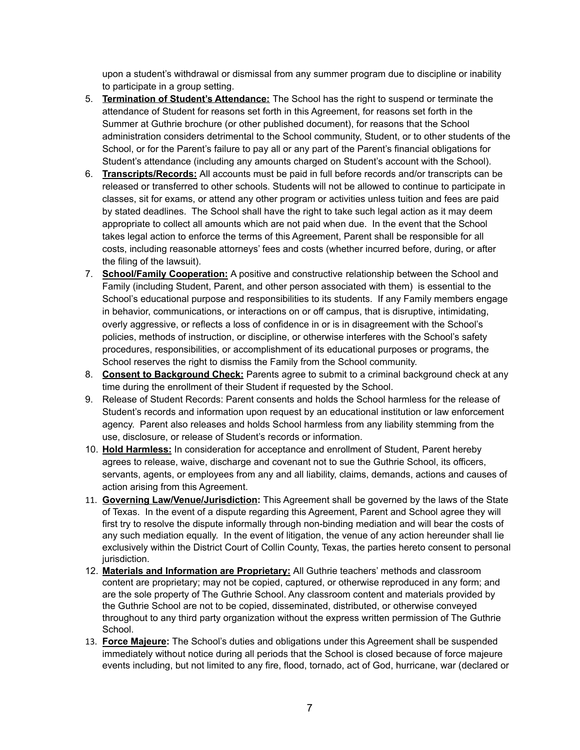upon a student's withdrawal or dismissal from any summer program due to discipline or inability to participate in a group setting.

5. **Termination of Student's Attendance:** The School has the right to suspend or terminate the attendance of Student for reasons set forth in this Agreement, for reasons set forth in the Summer at Guthrie brochure (or other published document), for reasons that the School administration considers detrimental to the School community, Student, or to other students of the School, or for the Parent's failure to pay all or any part of the Parent's financial obligations for Student's attendance (including any amounts charged on Student's account with the School).
6. **Transcripts/Records:** All accounts must be paid in full before records and/or transcripts can be released or transferred to other schools. Students will not be allowed to continue to participate in classes, sit for exams, or attend any other program or activities unless tuition and fees are paid by stated deadlines. The School shall have the right to take such legal action as it may deem appropriate to collect all amounts which are not paid when due. In the event that the School takes legal action to enforce the terms of this Agreement, Parent shall be responsible for all costs, including reasonable attorneys' fees and costs (whether incurred before, during, or after the filing of the lawsuit).
7. **School/Family Cooperation:** A positive and constructive relationship between the School and Family (including Student, Parent, and other person associated with them) is essential to the School's educational purpose and responsibilities to its students. If any Family members engage in behavior, communications, or interactions on or off campus, that is disruptive, intimidating, overly aggressive, or reflects a loss of confidence in or is in disagreement with the School's policies, methods of instruction, or discipline, or otherwise interferes with the School's safety procedures, responsibilities, or accomplishment of its educational purposes or programs, the School reserves the right to dismiss the Family from the School community.
8. **Consent to Background Check:** Parents agree to submit to a criminal background check at any time during the enrollment of their Student if requested by the School.
9. Release of Student Records: Parent consents and holds the School harmless for the release of Student's records and information upon request by an educational institution or law enforcement agency. Parent also releases and holds School harmless from any liability stemming from the use, disclosure, or release of Student's records or information.
10. **Hold Harmless:** In consideration for acceptance and enrollment of Student, Parent hereby agrees to release, waive, discharge and covenant not to sue the Guthrie School, its officers, servants, agents, or employees from any and all liability, claims, demands, actions and causes of action arising from this Agreement.
11. **Governing Law/Venue/Jurisdiction:** This Agreement shall be governed by the laws of the State of Texas. In the event of a dispute regarding this Agreement, Parent and School agree they will first try to resolve the dispute informally through non-binding mediation and will bear the costs of any such mediation equally. In the event of litigation, the venue of any action hereunder shall lie exclusively within the District Court of Collin County, Texas, the parties hereto consent to personal jurisdiction.
12. **Materials and Information are Proprietary:** All Guthrie teachers' methods and classroom content are proprietary; may not be copied, captured, or otherwise reproduced in any form; and are the sole property of The Guthrie School. Any classroom content and materials provided by the Guthrie School are not to be copied, disseminated, distributed, or otherwise conveyed throughout to any third party organization without the express written permission of The Guthrie School.
13. **Force Majeure:** The School's duties and obligations under this Agreement shall be suspended immediately without notice during all periods that the School is closed because of force majeure events including, but not limited to any fire, flood, tornado, act of God, hurricane, war (declared or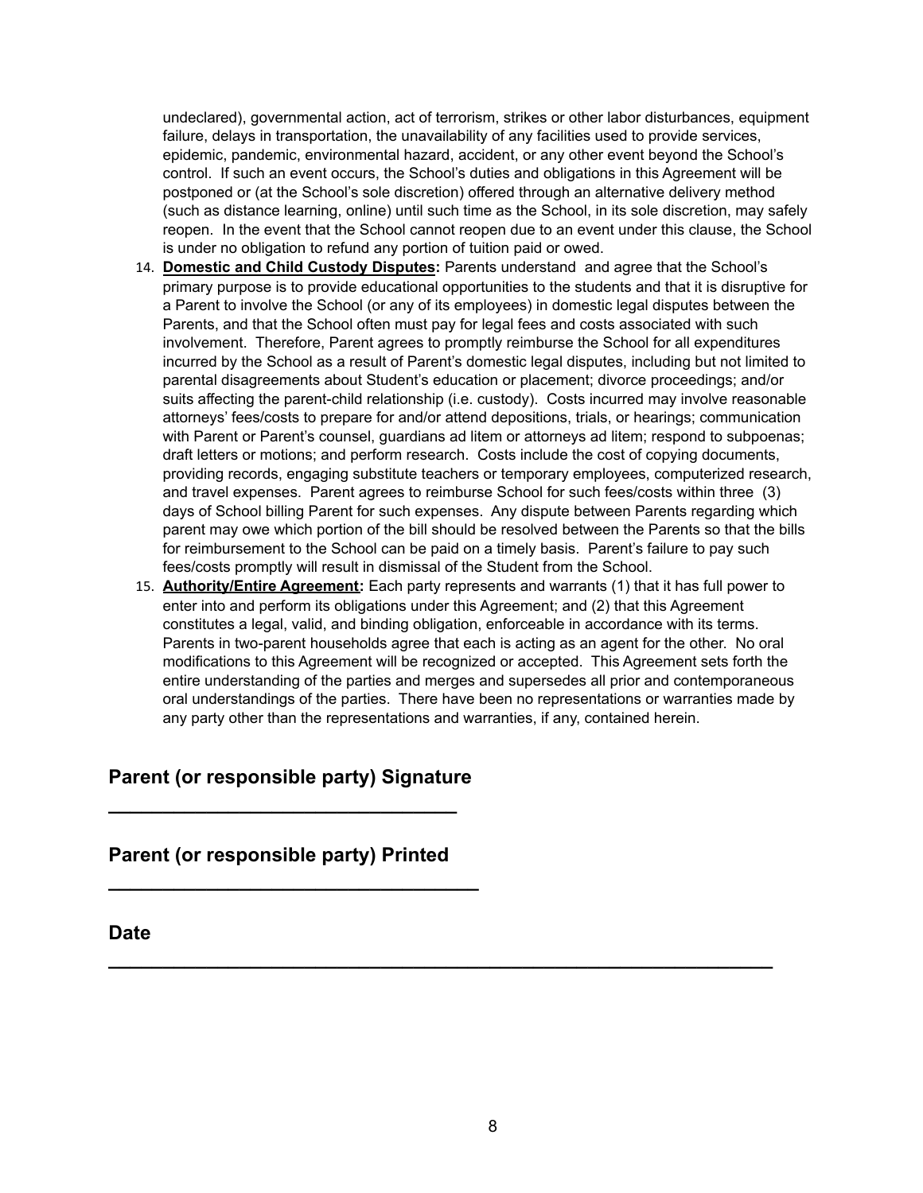undeclared), governmental action, act of terrorism, strikes or other labor disturbances, equipment failure, delays in transportation, the unavailability of any facilities used to provide services, epidemic, pandemic, environmental hazard, accident, or any other event beyond the School's control. If such an event occurs, the School's duties and obligations in this Agreement will be postponed or (at the School's sole discretion) offered through an alternative delivery method (such as distance learning, online) until such time as the School, in its sole discretion, may safely reopen. In the event that the School cannot reopen due to an event under this clause, the School is under no obligation to refund any portion of tuition paid or owed.

14. **Domestic and Child Custody Disputes:** Parents understand and agree that the School's primary purpose is to provide educational opportunities to the students and that it is disruptive for a Parent to involve the School (or any of its employees) in domestic legal disputes between the Parents, and that the School often must pay for legal fees and costs associated with such involvement. Therefore, Parent agrees to promptly reimburse the School for all expenditures incurred by the School as a result of Parent's domestic legal disputes, including but not limited to parental disagreements about Student's education or placement; divorce proceedings; and/or suits affecting the parent-child relationship (i.e. custody). Costs incurred may involve reasonable attorneys' fees/costs to prepare for and/or attend depositions, trials, or hearings; communication with Parent or Parent's counsel, guardians ad litem or attorneys ad litem; respond to subpoenas; draft letters or motions; and perform research. Costs include the cost of copying documents, providing records, engaging substitute teachers or temporary employees, computerized research, and travel expenses. Parent agrees to reimburse School for such fees/costs within three (3) days of School billing Parent for such expenses. Any dispute between Parents regarding which parent may owe which portion of the bill should be resolved between the Parents so that the bills for reimbursement to the School can be paid on a timely basis. Parent's failure to pay such fees/costs promptly will result in dismissal of the Student from the School.
15. **Authority/Entire Agreement:** Each party represents and warrants (1) that it has full power to enter into and perform its obligations under this Agreement; and (2) that this Agreement constitutes a legal, valid, and binding obligation, enforceable in accordance with its terms. Parents in two-parent households agree that each is acting as an agent for the other. No oral modifications to this Agreement will be recognized or accepted. This Agreement sets forth the entire understanding of the parties and merges and supersedes all prior and contemporaneous oral understandings of the parties. There have been no representations or warranties made by any party other than the representations and warranties, if any, contained herein.

**Parent (or responsible party) Signature**

**\_\_\_\_\_\_\_\_\_\_\_\_\_\_\_\_\_\_\_\_\_\_\_\_\_\_\_\_\_\_\_\_\_\_\_**

**Parent (or responsible party) Printed**

**\_\_\_\_\_\_\_\_\_\_\_\_\_\_\_\_\_\_\_\_\_\_\_\_\_\_\_\_\_\_\_\_\_\_\_\_\_**

**Date**

**\_\_\_\_\_\_\_\_\_\_\_\_\_\_\_\_\_\_\_\_\_\_\_\_\_\_\_\_\_\_\_\_\_\_\_\_\_\_\_\_\_\_\_\_\_\_\_\_\_\_\_\_\_\_\_\_\_\_\_\_\_\_\_\_**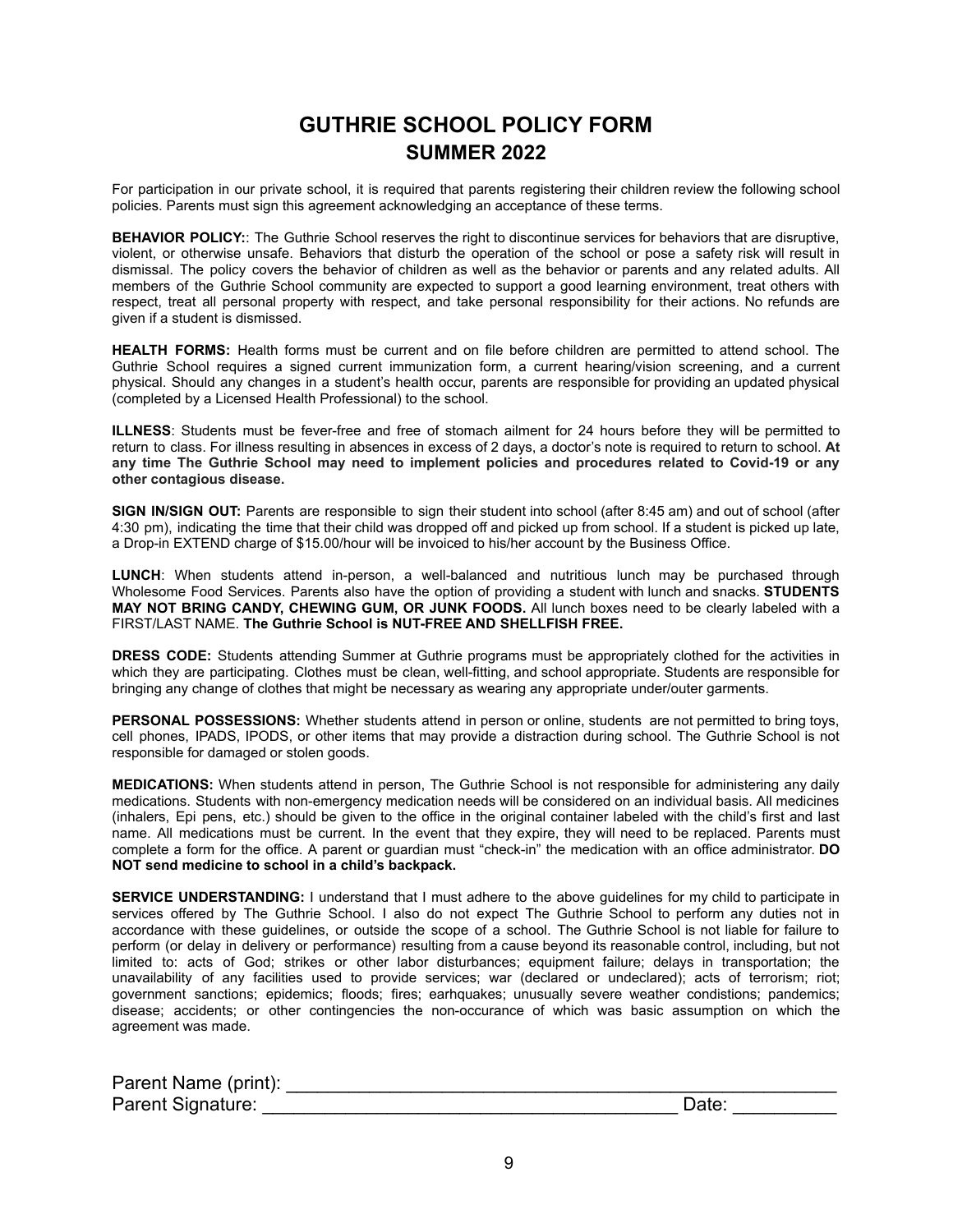# GUTHRIE SCHOOL POLICY FORM
## SUMMER 2022

For participation in our private school, it is required that parents registering their children review the following school policies. Parents must sign this agreement acknowledging an acceptance of these terms.

**BEHAVIOR POLICY:**: The Guthrie School reserves the right to discontinue services for behaviors that are disruptive, violent, or otherwise unsafe. Behaviors that disturb the operation of the school or pose a safety risk will result in dismissal. The policy covers the behavior of children as well as the behavior or parents and any related adults. All members of the Guthrie School community are expected to support a good learning environment, treat others with respect, treat all personal property with respect, and take personal responsibility for their actions. No refunds are given if a student is dismissed.

**HEALTH FORMS:** Health forms must be current and on file before children are permitted to attend school. The Guthrie School requires a signed current immunization form, a current hearing/vision screening, and a current physical. Should any changes in a student's health occur, parents are responsible for providing an updated physical (completed by a Licensed Health Professional) to the school.

**ILLNESS**: Students must be fever-free and free of stomach ailment for 24 hours before they will be permitted to return to class. For illness resulting in absences in excess of 2 days, a doctor's note is required to return to school. **At any time The Guthrie School may need to implement policies and procedures related to Covid-19 or any other contagious disease.**

**SIGN IN/SIGN OUT:** Parents are responsible to sign their student into school (after 8:45 am) and out of school (after 4:30 pm), indicating the time that their child was dropped off and picked up from school. If a student is picked up late, a Drop-in EXTEND charge of $15.00/hour will be invoiced to his/her account by the Business Office.

**LUNCH**: When students attend in-person, a well-balanced and nutritious lunch may be purchased through Wholesome Food Services. Parents also have the option of providing a student with lunch and snacks. **STUDENTS MAY NOT BRING CANDY, CHEWING GUM, OR JUNK FOODS.** All lunch boxes need to be clearly labeled with a FIRST/LAST NAME. **The Guthrie School is NUT-FREE AND SHELLFISH FREE.**

**DRESS CODE:** Students attending Summer at Guthrie programs must be appropriately clothed for the activities in which they are participating. Clothes must be clean, well-fitting, and school appropriate. Students are responsible for bringing any change of clothes that might be necessary as wearing any appropriate under/outer garments.

**PERSONAL POSSESSIONS:** Whether students attend in person or online, students are not permitted to bring toys, cell phones, IPADS, IPODS, or other items that may provide a distraction during school. The Guthrie School is not responsible for damaged or stolen goods.

**MEDICATIONS:** When students attend in person, The Guthrie School is not responsible for administering any daily medications. Students with non-emergency medication needs will be considered on an individual basis. All medicines (inhalers, Epi pens, etc.) should be given to the office in the original container labeled with the child's first and last name. All medications must be current. In the event that they expire, they will need to be replaced. Parents must complete a form for the office. A parent or guardian must "check-in" the medication with an office administrator. **DO NOT send medicine to school in a child's backpack.**

**SERVICE UNDERSTANDING:** I understand that I must adhere to the above guidelines for my child to participate in services offered by The Guthrie School. I also do not expect The Guthrie School to perform any duties not in accordance with these guidelines, or outside the scope of a school. The Guthrie School is not liable for failure to perform (or delay in delivery or performance) resulting from a cause beyond its reasonable control, including, but not limited to: acts of God; strikes or other labor disturbances; equipment failure; delays in transportation; the unavailability of any facilities used to provide services; war (declared or undeclared); acts of terrorism; riot; government sanctions; epidemics; floods; fires; earhquakes; unusually severe weather condistions; pandemics; disease; accidents; or other contingencies the non-occurance of which was basic assumption on which the agreement was made.

Parent Name (print): ______________________________________________________

Parent Signature: _______________________________________ Date: __________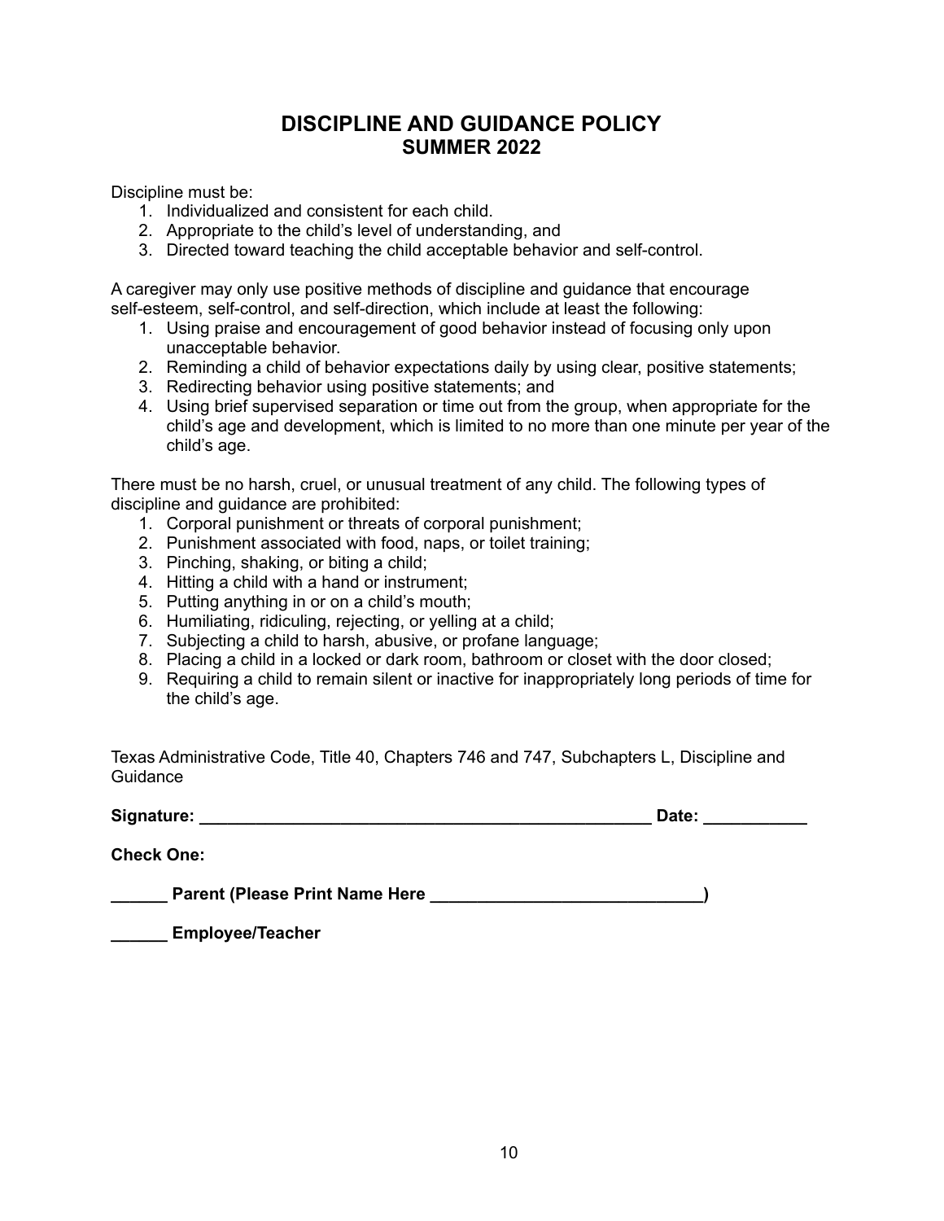# DISCIPLINE AND GUIDANCE POLICY
## SUMMER 2022

Discipline must be:

1. Individualized and consistent for each child.
2. Appropriate to the child's level of understanding, and
3. Directed toward teaching the child acceptable behavior and self-control.

A caregiver may only use positive methods of discipline and guidance that encourage self-esteem, self-control, and self-direction, which include at least the following:

1. Using praise and encouragement of good behavior instead of focusing only upon unacceptable behavior.
2. Reminding a child of behavior expectations daily by using clear, positive statements;
3. Redirecting behavior using positive statements; and
4. Using brief supervised separation or time out from the group, when appropriate for the child's age and development, which is limited to no more than one minute per year of the child's age.

There must be no harsh, cruel, or unusual treatment of any child. The following types of discipline and guidance are prohibited:

1. Corporal punishment or threats of corporal punishment;
2. Punishment associated with food, naps, or toilet training;
3. Pinching, shaking, or biting a child;
4. Hitting a child with a hand or instrument;
5. Putting anything in or on a child's mouth;
6. Humiliating, ridiculing, rejecting, or yelling at a child;
7. Subjecting a child to harsh, abusive, or profane language;
8. Placing a child in a locked or dark room, bathroom or closet with the door closed;
9. Requiring a child to remain silent or inactive for inappropriately long periods of time for the child's age.

Texas Administrative Code, Title 40, Chapters 746 and 747, Subchapters L, Discipline and Guidance

**Signature: __________________________________________________ Date: ___________**

**Check One:**

**______ Parent (Please Print Name Here _____________________________)**

**______ Employee/Teacher**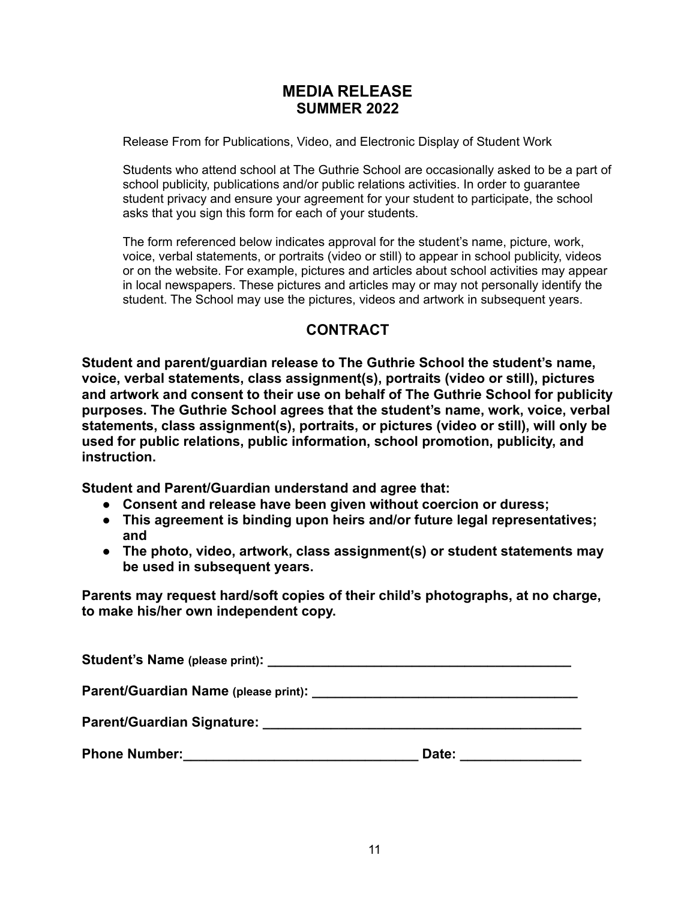# MEDIA RELEASE
## SUMMER 2022

Release From for Publications, Video, and Electronic Display of Student Work

Students who attend school at The Guthrie School are occasionally asked to be a part of school publicity, publications and/or public relations activities. In order to guarantee student privacy and ensure your agreement for your student to participate, the school asks that you sign this form for each of your students.

The form referenced below indicates approval for the student's name, picture, work, voice, verbal statements, or portraits (video or still) to appear in school publicity, videos or on the website. For example, pictures and articles about school activities may appear in local newspapers. These pictures and articles may or may not personally identify the student. The School may use the pictures, videos and artwork in subsequent years.

## CONTRACT

**Student and parent/guardian release to The Guthrie School the student's name, voice, verbal statements, class assignment(s), portraits (video or still), pictures and artwork and consent to their use on behalf of The Guthrie School for publicity purposes. The Guthrie School agrees that the student's name, work, voice, verbal statements, class assignment(s), portraits, or pictures (video or still), will only be used for public relations, public information, school promotion, publicity, and instruction.**

**Student and Parent/Guardian understand and agree that:**

- **Consent and release have been given without coercion or duress;**
- **This agreement is binding upon heirs and/or future legal representatives; and**
- **The photo, video, artwork, class assignment(s) or student statements may be used in subsequent years.**

**Parents may request hard/soft copies of their child's photographs, at no charge, to make his/her own independent copy.**

**Student's Name** (please print): ________________________________________

**Parent/Guardian Name** (please print): ___________________________________

**Parent/Guardian Signature:** __________________________________________

**Phone Number:**______________________________ **Date:** _______________